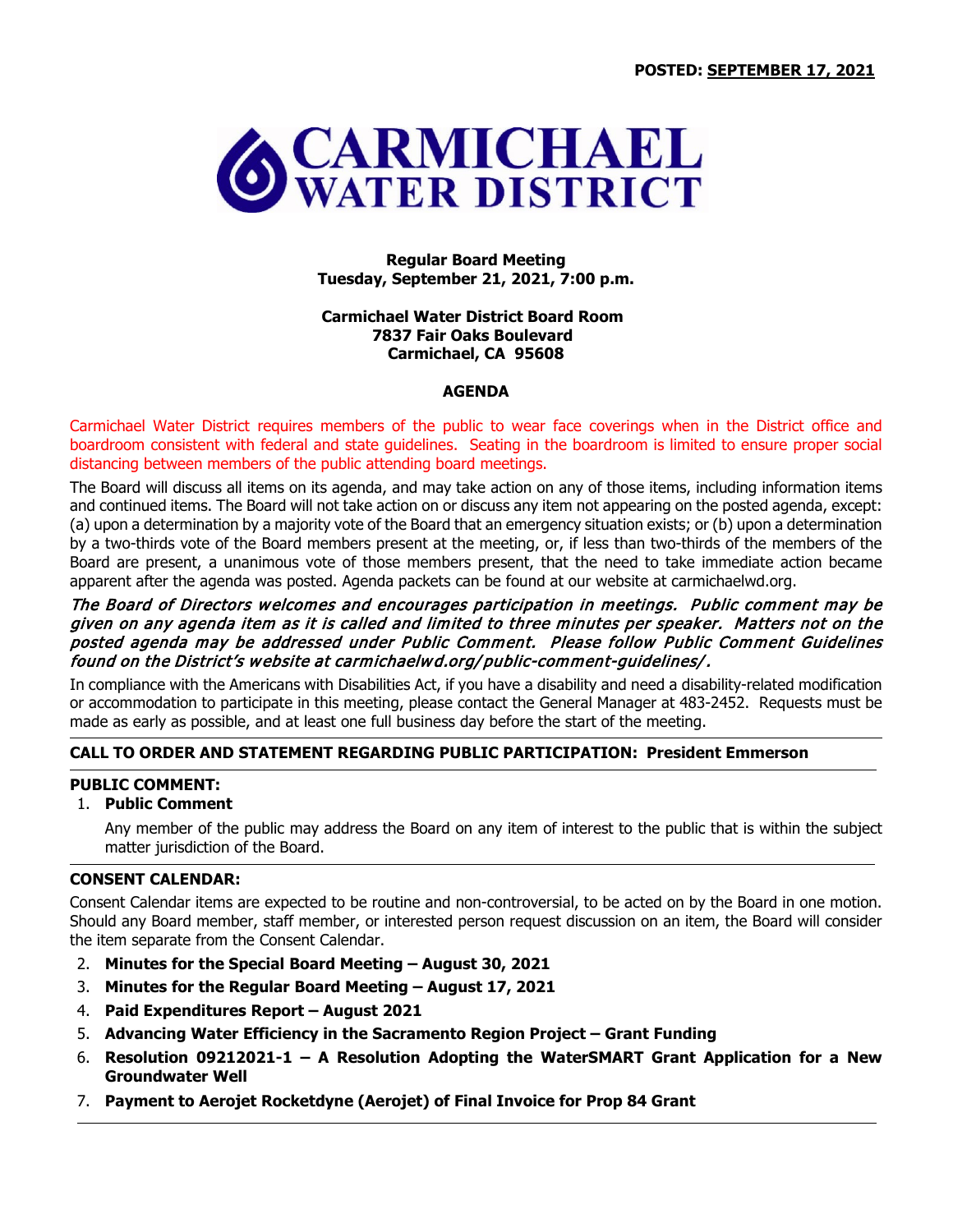**POSTED: SEPTEMBER 17, 2021**

# CARMICHAEL WATER DISTRICT

**Regular Board Meeting**
**Tuesday, September 21, 2021, 7:00 p.m.**

**Carmichael Water District Board Room**
**7837 Fair Oaks Boulevard**
**Carmichael, CA 95608**

## AGENDA

Carmichael Water District requires members of the public to wear face coverings when in the District office and boardroom consistent with federal and state guidelines. Seating in the boardroom is limited to ensure proper social distancing between members of the public attending board meetings.

The Board will discuss all items on its agenda, and may take action on any of those items, including information items and continued items. The Board will not take action on or discuss any item not appearing on the posted agenda, except: (a) upon a determination by a majority vote of the Board that an emergency situation exists; or (b) upon a determination by a two-thirds vote of the Board members present at the meeting, or, if less than two-thirds of the members of the Board are present, a unanimous vote of those members present, that the need to take immediate action became apparent after the agenda was posted. Agenda packets can be found at our website at carmichaelwd.org.

*The Board of Directors welcomes and encourages participation in meetings. Public comment may be given on any agenda item as it is called and limited to three minutes per speaker. Matters not on the posted agenda may be addressed under Public Comment. Please follow Public Comment Guidelines found on the District's website at carmichaelwd.org/public-comment-guidelines/.*

In compliance with the Americans with Disabilities Act, if you have a disability and need a disability-related modification or accommodation to participate in this meeting, please contact the General Manager at 483-2452. Requests must be made as early as possible, and at least one full business day before the start of the meeting.

**CALL TO ORDER AND STATEMENT REGARDING PUBLIC PARTICIPATION: President Emmerson**

**PUBLIC COMMENT:**

1. **Public Comment**

   Any member of the public may address the Board on any item of interest to the public that is within the subject matter jurisdiction of the Board.

**CONSENT CALENDAR:**

Consent Calendar items are expected to be routine and non-controversial, to be acted on by the Board in one motion. Should any Board member, staff member, or interested person request discussion on an item, the Board will consider the item separate from the Consent Calendar.

2. **Minutes for the Special Board Meeting – August 30, 2021**
3. **Minutes for the Regular Board Meeting – August 17, 2021**
4. **Paid Expenditures Report – August 2021**
5. **Advancing Water Efficiency in the Sacramento Region Project – Grant Funding**
6. **Resolution 09212021-1 – A Resolution Adopting the WaterSMART Grant Application for a New Groundwater Well**
7. **Payment to Aerojet Rocketdyne (Aerojet) of Final Invoice for Prop 84 Grant**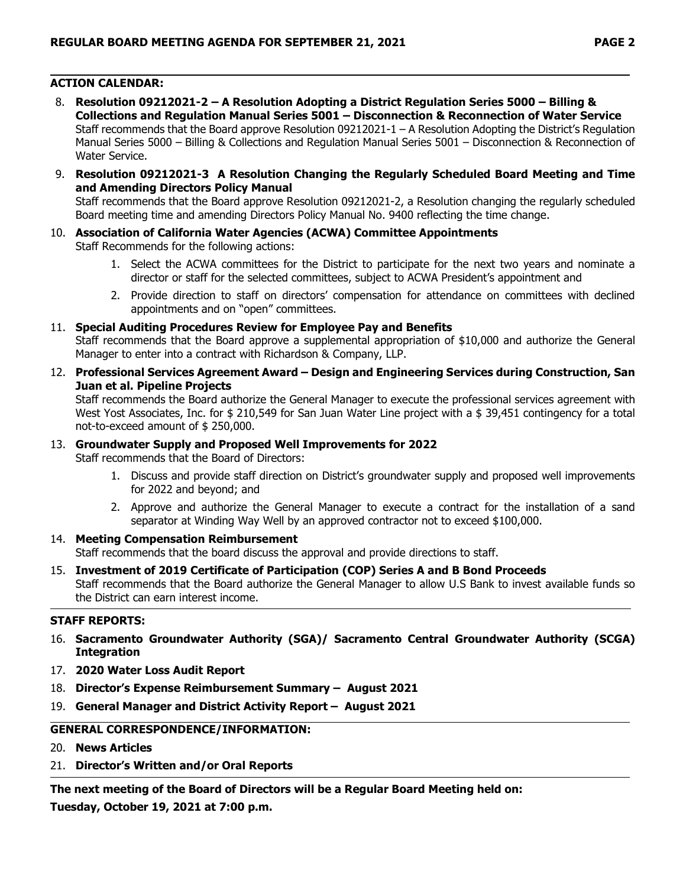**ACTION CALENDAR:**

8. **Resolution 09212021-2 – A Resolution Adopting a District Regulation Series 5000 – Billing & Collections and Regulation Manual Series 5001 – Disconnection & Reconnection of Water Service**
   Staff recommends that the Board approve Resolution 09212021-1 – A Resolution Adopting the District's Regulation Manual Series 5000 – Billing & Collections and Regulation Manual Series 5001 – Disconnection & Reconnection of Water Service.

9. **Resolution 09212021-3 A Resolution Changing the Regularly Scheduled Board Meeting and Time and Amending Directors Policy Manual**
   Staff recommends that the Board approve Resolution 09212021-2, a Resolution changing the regularly scheduled Board meeting time and amending Directors Policy Manual No. 9400 reflecting the time change.

10. **Association of California Water Agencies (ACWA) Committee Appointments**
    Staff Recommends for the following actions:
    1. Select the ACWA committees for the District to participate for the next two years and nominate a director or staff for the selected committees, subject to ACWA President's appointment and
    2. Provide direction to staff on directors' compensation for attendance on committees with declined appointments and on "open" committees.

11. **Special Auditing Procedures Review for Employee Pay and Benefits**
    Staff recommends that the Board approve a supplemental appropriation of $10,000 and authorize the General Manager to enter into a contract with Richardson & Company, LLP.

12. **Professional Services Agreement Award – Design and Engineering Services during Construction, San Juan et al. Pipeline Projects**
    Staff recommends the Board authorize the General Manager to execute the professional services agreement with West Yost Associates, Inc. for $ 210,549 for San Juan Water Line project with a $ 39,451 contingency for a total not-to-exceed amount of $ 250,000.

13. **Groundwater Supply and Proposed Well Improvements for 2022**
    Staff recommends that the Board of Directors:
    1. Discuss and provide staff direction on District's groundwater supply and proposed well improvements for 2022 and beyond; and
    2. Approve and authorize the General Manager to execute a contract for the installation of a sand separator at Winding Way Well by an approved contractor not to exceed $100,000.

14. **Meeting Compensation Reimbursement**
    Staff recommends that the board discuss the approval and provide directions to staff.

15. **Investment of 2019 Certificate of Participation (COP) Series A and B Bond Proceeds**
    Staff recommends that the Board authorize the General Manager to allow U.S Bank to invest available funds so the District can earn interest income.

**STAFF REPORTS:**

16. **Sacramento Groundwater Authority (SGA)/ Sacramento Central Groundwater Authority (SCGA) Integration**
17. **2020 Water Loss Audit Report**
18. **Director's Expense Reimbursement Summary – August 2021**
19. **General Manager and District Activity Report – August 2021**

**GENERAL CORRESPONDENCE/INFORMATION:**

20. **News Articles**
21. **Director's Written and/or Oral Reports**

**The next meeting of the Board of Directors will be a Regular Board Meeting held on:**

**Tuesday, October 19, 2021 at 7:00 p.m.**